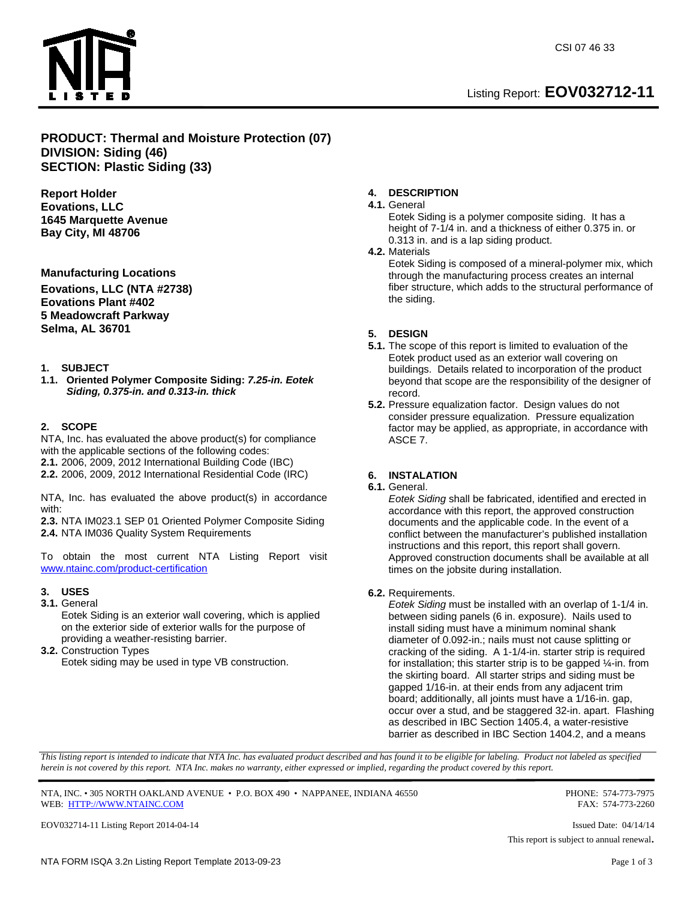CSI 07 46 33

Listing Report: **EOV032712-11**

## PRODUCT: Thermal and Moisture Protection (07)
## DIVISION: Siding (46)
## SECTION: Plastic Siding (33)

**Report Holder**
**Eovations, LLC**
**1645 Marquette Avenue**
**Bay City, MI 48706**

**Manufacturing Locations**

**Eovations, LLC (NTA #2738)**
**Eovations Plant #402**
**5 Meadowcraft Parkway**
**Selma, AL 36701**

### 1. SUBJECT

**1.1. Oriented Polymer Composite Siding:** ***7.25-in. Eotek Siding, 0.375-in. and 0.313-in. thick***

### 2. SCOPE

NTA, Inc. has evaluated the above product(s) for compliance with the applicable sections of the following codes:

**2.1.** 2006, 2009, 2012 International Building Code (IBC)
**2.2.** 2006, 2009, 2012 International Residential Code (IRC)

NTA, Inc. has evaluated the above product(s) in accordance with:

**2.3.** NTA IM023.1 SEP 01 Oriented Polymer Composite Siding
**2.4.** NTA IM036 Quality System Requirements

To obtain the most current NTA Listing Report visit www.ntainc.com/product-certification

### 3. USES

**3.1.** General
Eotek Siding is an exterior wall covering, which is applied on the exterior side of exterior walls for the purpose of providing a weather-resisting barrier.

**3.2.** Construction Types
Eotek siding may be used in type VB construction.

### 4. DESCRIPTION

**4.1.** General
Eotek Siding is a polymer composite siding. It has a height of 7-1/4 in. and a thickness of either 0.375 in. or 0.313 in. and is a lap siding product.

**4.2.** Materials
Eotek Siding is composed of a mineral-polymer mix, which through the manufacturing process creates an internal fiber structure, which adds to the structural performance of the siding.

### 5. DESIGN

**5.1.** The scope of this report is limited to evaluation of the Eotek product used as an exterior wall covering on buildings. Details related to incorporation of the product beyond that scope are the responsibility of the designer of record.

**5.2.** Pressure equalization factor. Design values do not consider pressure equalization. Pressure equalization factor may be applied, as appropriate, in accordance with ASCE 7.

### 6. INSTALATION

**6.1.** General.
*Eotek Siding* shall be fabricated, identified and erected in accordance with this report, the approved construction documents and the applicable code. In the event of a conflict between the manufacturer's published installation instructions and this report, this report shall govern. Approved construction documents shall be available at all times on the jobsite during installation.

**6.2.** Requirements.
*Eotek Siding* must be installed with an overlap of 1-1/4 in. between siding panels (6 in. exposure). Nails used to install siding must have a minimum nominal shank diameter of 0.092-in.; nails must not cause splitting or cracking of the siding. A 1-1/4-in. starter strip is required for installation; this starter strip is to be gapped ¼-in. from the skirting board. All starter strips and siding must be gapped 1/16-in. at their ends from any adjacent trim board; additionally, all joints must have a 1/16-in. gap, occur over a stud, and be staggered 32-in. apart. Flashing as described in IBC Section 1405.4, a water-resistive barrier as described in IBC Section 1404.2, and a means

*This listing report is intended to indicate that NTA Inc. has evaluated product described and has found it to be eligible for labeling. Product not labeled as specified herein is not covered by this report. NTA Inc. makes no warranty, either expressed or implied, regarding the product covered by this report.*

NTA, INC. • 305 NORTH OAKLAND AVENUE • P.O. BOX 490 • NAPPANEE, INDIANA 46550 PHONE: 574-773-7975
WEB: HTTP://WWW.NTAINC.COM FAX: 574-773-2260

EOV032714-11 Listing Report 2014-04-14 Issued Date: 04/14/14

This report is subject to annual renewal.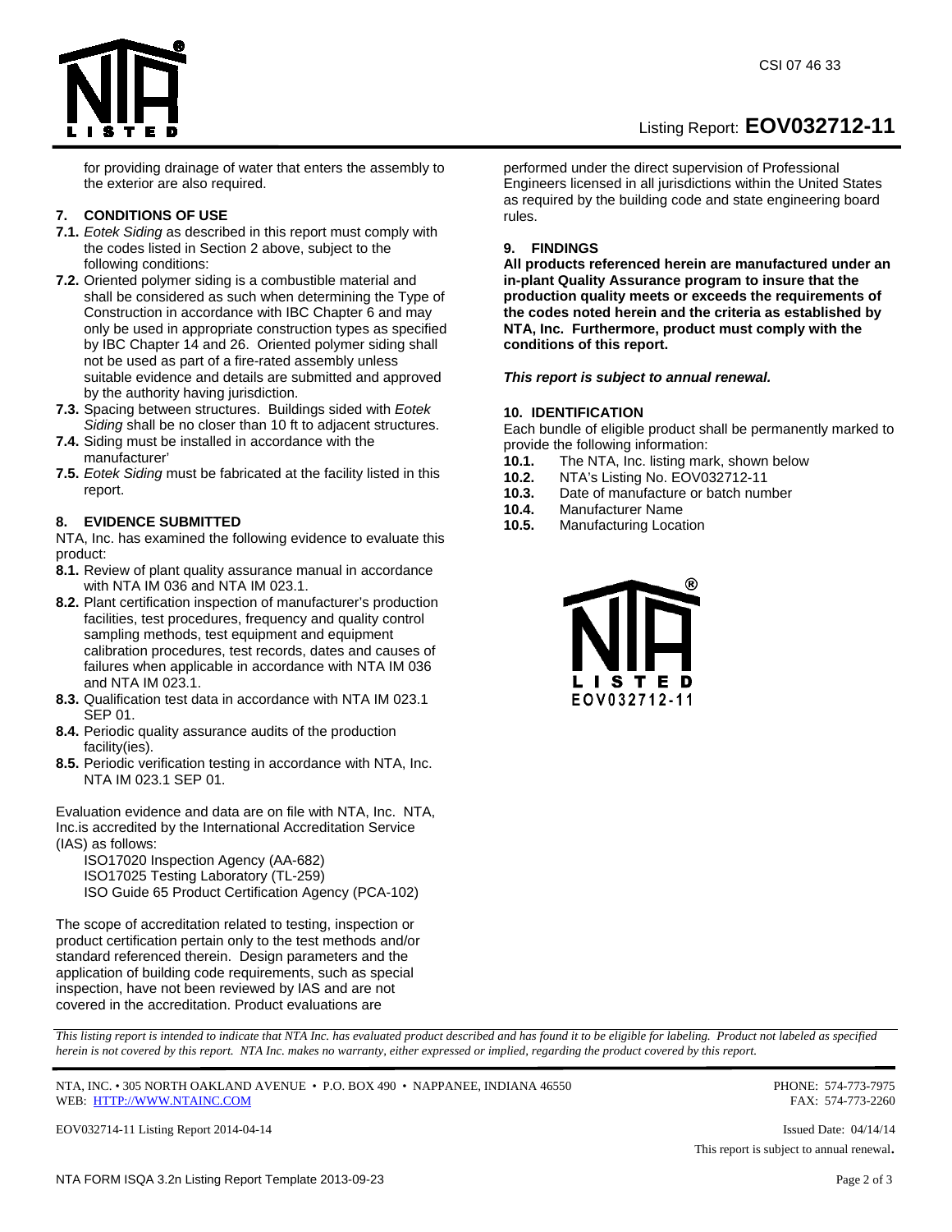for providing drainage of water that enters the assembly to the exterior are also required.

## 7. CONDITIONS OF USE

**7.1.** *Eotek Siding* as described in this report must comply with the codes listed in Section 2 above, subject to the following conditions:

**7.2.** Oriented polymer siding is a combustible material and shall be considered as such when determining the Type of Construction in accordance with IBC Chapter 6 and may only be used in appropriate construction types as specified by IBC Chapter 14 and 26. Oriented polymer siding shall not be used as part of a fire-rated assembly unless suitable evidence and details are submitted and approved by the authority having jurisdiction.

**7.3.** Spacing between structures. Buildings sided with *Eotek Siding* shall be no closer than 10 ft to adjacent structures.

**7.4.** Siding must be installed in accordance with the manufacturer'

**7.5.** *Eotek Siding* must be fabricated at the facility listed in this report.

## 8. EVIDENCE SUBMITTED

NTA, Inc. has examined the following evidence to evaluate this product:

**8.1.** Review of plant quality assurance manual in accordance with NTA IM 036 and NTA IM 023.1.

**8.2.** Plant certification inspection of manufacturer's production facilities, test procedures, frequency and quality control sampling methods, test equipment and equipment calibration procedures, test records, dates and causes of failures when applicable in accordance with NTA IM 036 and NTA IM 023.1.

**8.3.** Qualification test data in accordance with NTA IM 023.1 SEP 01.

**8.4.** Periodic quality assurance audits of the production facility(ies).

**8.5.** Periodic verification testing in accordance with NTA, Inc. NTA IM 023.1 SEP 01.

Evaluation evidence and data are on file with NTA, Inc. NTA, Inc.is accredited by the International Accreditation Service (IAS) as follows:

ISO17020 Inspection Agency (AA-682)
ISO17025 Testing Laboratory (TL-259)
ISO Guide 65 Product Certification Agency (PCA-102)

The scope of accreditation related to testing, inspection or product certification pertain only to the test methods and/or standard referenced therein. Design parameters and the application of building code requirements, such as special inspection, have not been reviewed by IAS and are not covered in the accreditation. Product evaluations are performed under the direct supervision of Professional Engineers licensed in all jurisdictions within the United States as required by the building code and state engineering board rules.

## 9. FINDINGS

**All products referenced herein are manufactured under an in-plant Quality Assurance program to insure that the production quality meets or exceeds the requirements of the codes noted herein and the criteria as established by NTA, Inc. Furthermore, product must comply with the conditions of this report.**

***This report is subject to annual renewal.***

## 10. IDENTIFICATION

Each bundle of eligible product shall be permanently marked to provide the following information:

**10.1.** The NTA, Inc. listing mark, shown below
**10.2.** NTA's Listing No. EOV032712-11
**10.3.** Date of manufacture or batch number
**10.4.** Manufacturer Name
**10.5.** Manufacturing Location

NTA® LISTED
EOV032712-11

*This listing report is intended to indicate that NTA Inc. has evaluated product described and has found it to be eligible for labeling. Product not labeled as specified herein is not covered by this report. NTA Inc. makes no warranty, either expressed or implied, regarding the product covered by this report.*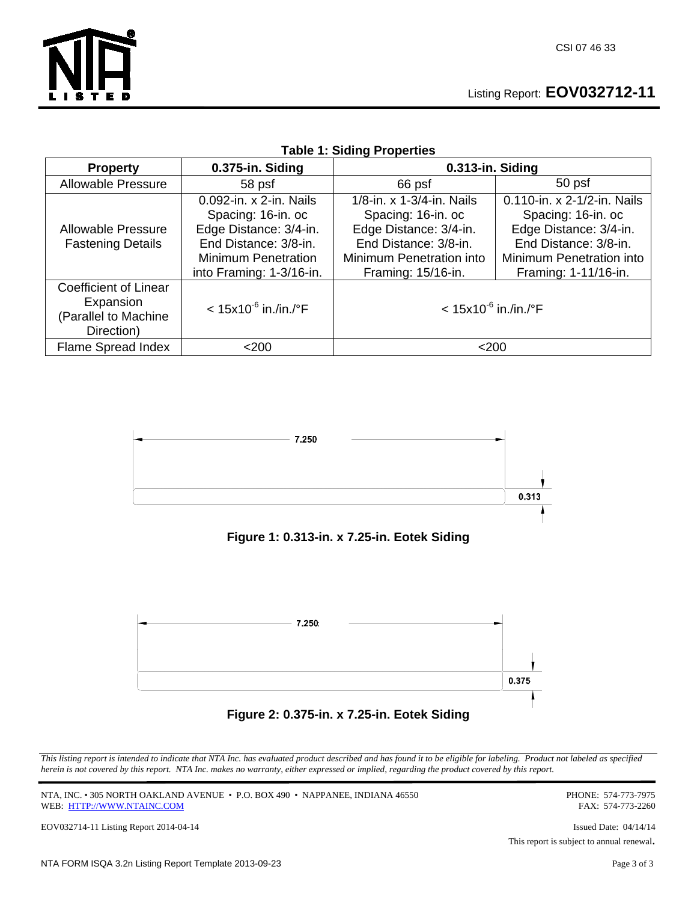CSI 07 46 33

Listing Report: **EOV032712-11**

**Table 1: Siding Properties**

| Property | 0.375-in. Siding | 0.313-in. Siding | |
|---|---|---|---|
| Allowable Pressure | 58 psf | 66 psf | 50 psf |
| Allowable Pressure Fastening Details | 0.092-in. x 2-in. Nails<br>Spacing: 16-in. oc<br>Edge Distance: 3/4-in.<br>End Distance: 3/8-in.<br>Minimum Penetration into Framing: 1-3/16-in. | 1/8-in. x 1-3/4-in. Nails<br>Spacing: 16-in. oc<br>Edge Distance: 3/4-in.<br>End Distance: 3/8-in.<br>Minimum Penetration into Framing: 15/16-in. | 0.110-in. x 2-1/2-in. Nails<br>Spacing: 16-in. oc<br>Edge Distance: 3/4-in.<br>End Distance: 3/8-in.<br>Minimum Penetration into Framing: 1-11/16-in. |
| Coefficient of Linear Expansion (Parallel to Machine Direction) | $< 15 \times 10^{-6}$ in./in./°F | $< 15 \times 10^{-6}$ in./in./°F | |
| Flame Spread Index | <200 | <200 | |

7.250

0.313

**Figure 1: 0.313-in. x 7.25-in. Eotek Siding**

7.250

0.375

**Figure 2: 0.375-in. x 7.25-in. Eotek Siding**

*This listing report is intended to indicate that NTA Inc. has evaluated product described and has found it to be eligible for labeling. Product not labeled as specified herein is not covered by this report. NTA Inc. makes no warranty, either expressed or implied, regarding the product covered by this report.*

NTA, INC. • 305 NORTH OAKLAND AVENUE • P.O. BOX 490 • NAPPANEE, INDIANA 46550
WEB: HTTP://WWW.NTAINC.COM

PHONE: 574-773-7975
FAX: 574-773-2260

EOV032714-11 Listing Report 2014-04-14

Issued Date: 04/14/14

This report is subject to annual renewal.

NTA FORM ISQA 3.2n Listing Report Template 2013-09-23